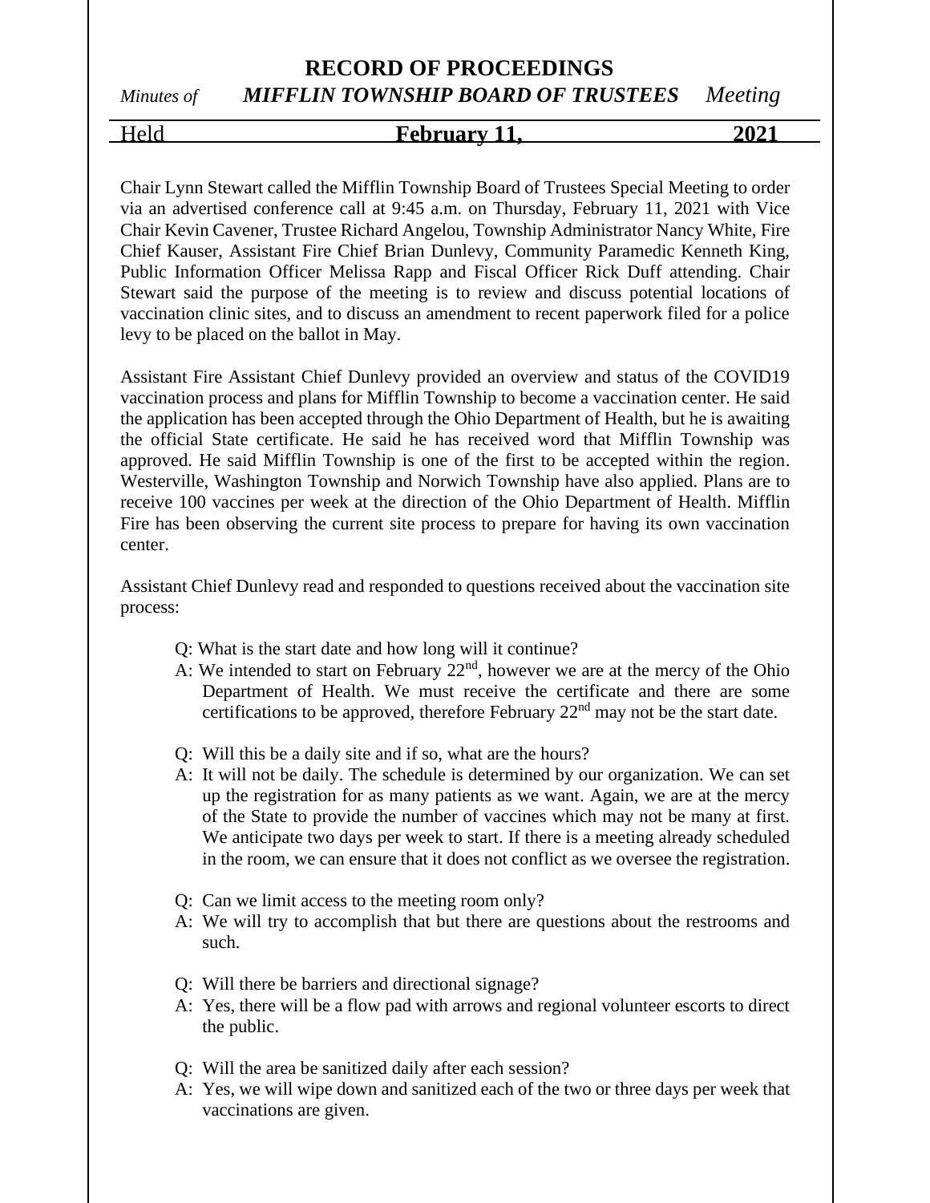# RECORD OF PROCEEDINGS

*Minutes of* ***MIFFLIN TOWNSHIP BOARD OF TRUSTEES*** *Meeting*

Held **February 11, 2021**

Chair Lynn Stewart called the Mifflin Township Board of Trustees Special Meeting to order via an advertised conference call at 9:45 a.m. on Thursday, February 11, 2021 with Vice Chair Kevin Cavener, Trustee Richard Angelou, Township Administrator Nancy White, Fire Chief Kauser, Assistant Fire Chief Brian Dunlevy, Community Paramedic Kenneth King, Public Information Officer Melissa Rapp and Fiscal Officer Rick Duff attending. Chair Stewart said the purpose of the meeting is to review and discuss potential locations of vaccination clinic sites, and to discuss an amendment to recent paperwork filed for a police levy to be placed on the ballot in May.

Assistant Fire Assistant Chief Dunlevy provided an overview and status of the COVID19 vaccination process and plans for Mifflin Township to become a vaccination center. He said the application has been accepted through the Ohio Department of Health, but he is awaiting the official State certificate. He said he has received word that Mifflin Township was approved. He said Mifflin Township is one of the first to be accepted within the region. Westerville, Washington Township and Norwich Township have also applied. Plans are to receive 100 vaccines per week at the direction of the Ohio Department of Health. Mifflin Fire has been observing the current site process to prepare for having its own vaccination center.

Assistant Chief Dunlevy read and responded to questions received about the vaccination site process:

Q: What is the start date and how long will it continue?
A: We intended to start on February 22nd, however we are at the mercy of the Ohio Department of Health. We must receive the certificate and there are some certifications to be approved, therefore February 22nd may not be the start date.

Q: Will this be a daily site and if so, what are the hours?
A: It will not be daily. The schedule is determined by our organization. We can set up the registration for as many patients as we want. Again, we are at the mercy of the State to provide the number of vaccines which may not be many at first. We anticipate two days per week to start. If there is a meeting already scheduled in the room, we can ensure that it does not conflict as we oversee the registration.

Q: Can we limit access to the meeting room only?
A: We will try to accomplish that but there are questions about the restrooms and such.

Q: Will there be barriers and directional signage?
A: Yes, there will be a flow pad with arrows and regional volunteer escorts to direct the public.

Q: Will the area be sanitized daily after each session?
A: Yes, we will wipe down and sanitized each of the two or three days per week that vaccinations are given.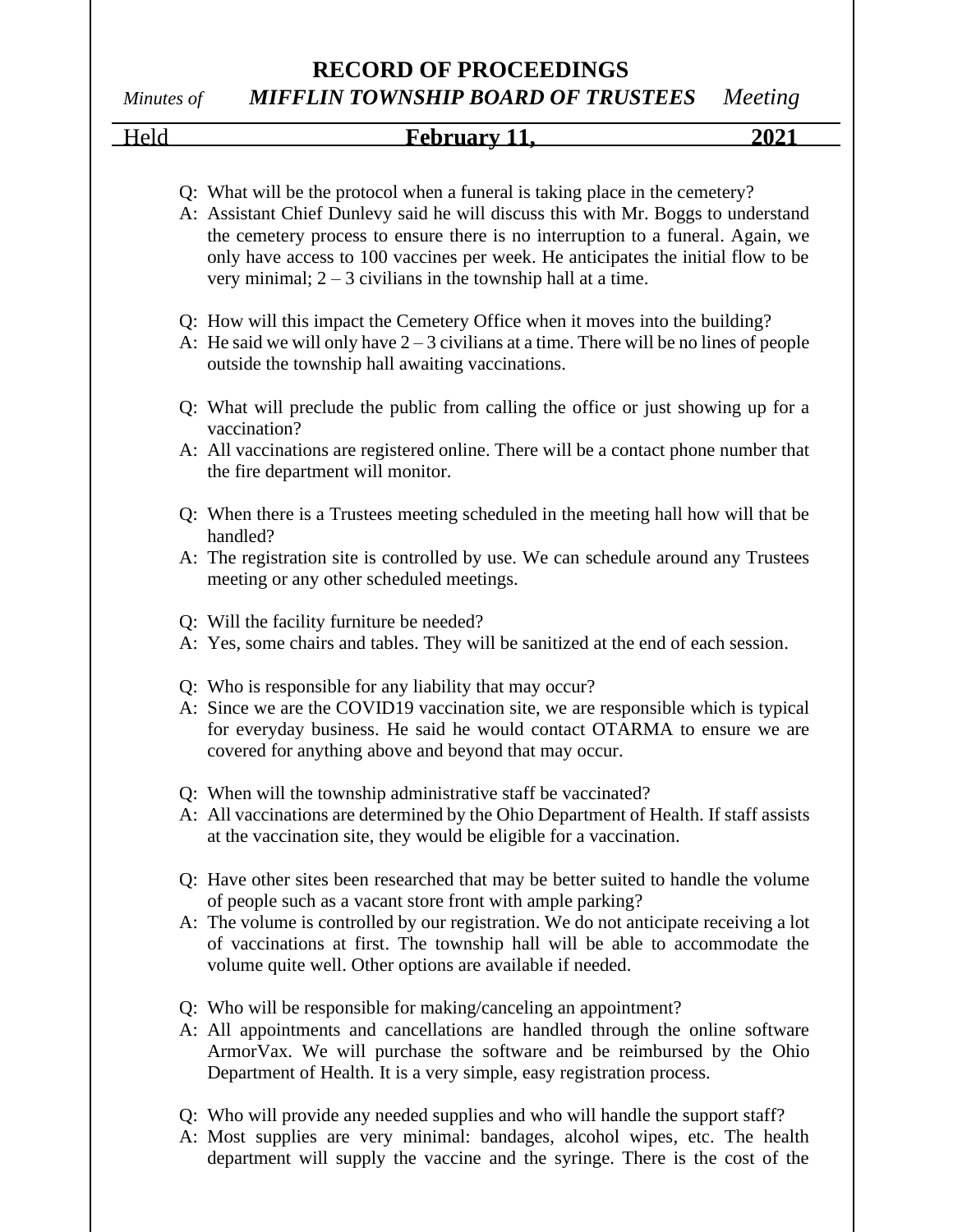Q: What will be the protocol when a funeral is taking place in the cemetery?

A: Assistant Chief Dunlevy said he will discuss this with Mr. Boggs to understand the cemetery process to ensure there is no interruption to a funeral. Again, we only have access to 100 vaccines per week. He anticipates the initial flow to be very minimal; 2 – 3 civilians in the township hall at a time.

Q: How will this impact the Cemetery Office when it moves into the building?

A: He said we will only have 2 – 3 civilians at a time. There will be no lines of people outside the township hall awaiting vaccinations.

Q: What will preclude the public from calling the office or just showing up for a vaccination?

A: All vaccinations are registered online. There will be a contact phone number that the fire department will monitor.

Q: When there is a Trustees meeting scheduled in the meeting hall how will that be handled?

A: The registration site is controlled by use. We can schedule around any Trustees meeting or any other scheduled meetings.

Q: Will the facility furniture be needed?

A: Yes, some chairs and tables. They will be sanitized at the end of each session.

Q: Who is responsible for any liability that may occur?

A: Since we are the COVID19 vaccination site, we are responsible which is typical for everyday business. He said he would contact OTARMA to ensure we are covered for anything above and beyond that may occur.

Q: When will the township administrative staff be vaccinated?

A: All vaccinations are determined by the Ohio Department of Health. If staff assists at the vaccination site, they would be eligible for a vaccination.

Q: Have other sites been researched that may be better suited to handle the volume of people such as a vacant store front with ample parking?

A: The volume is controlled by our registration. We do not anticipate receiving a lot of vaccinations at first. The township hall will be able to accommodate the volume quite well. Other options are available if needed.

Q: Who will be responsible for making/canceling an appointment?

A: All appointments and cancellations are handled through the online software ArmorVax. We will purchase the software and be reimbursed by the Ohio Department of Health. It is a very simple, easy registration process.

Q: Who will provide any needed supplies and who will handle the support staff?

A: Most supplies are very minimal: bandages, alcohol wipes, etc. The health department will supply the vaccine and the syringe. There is the cost of the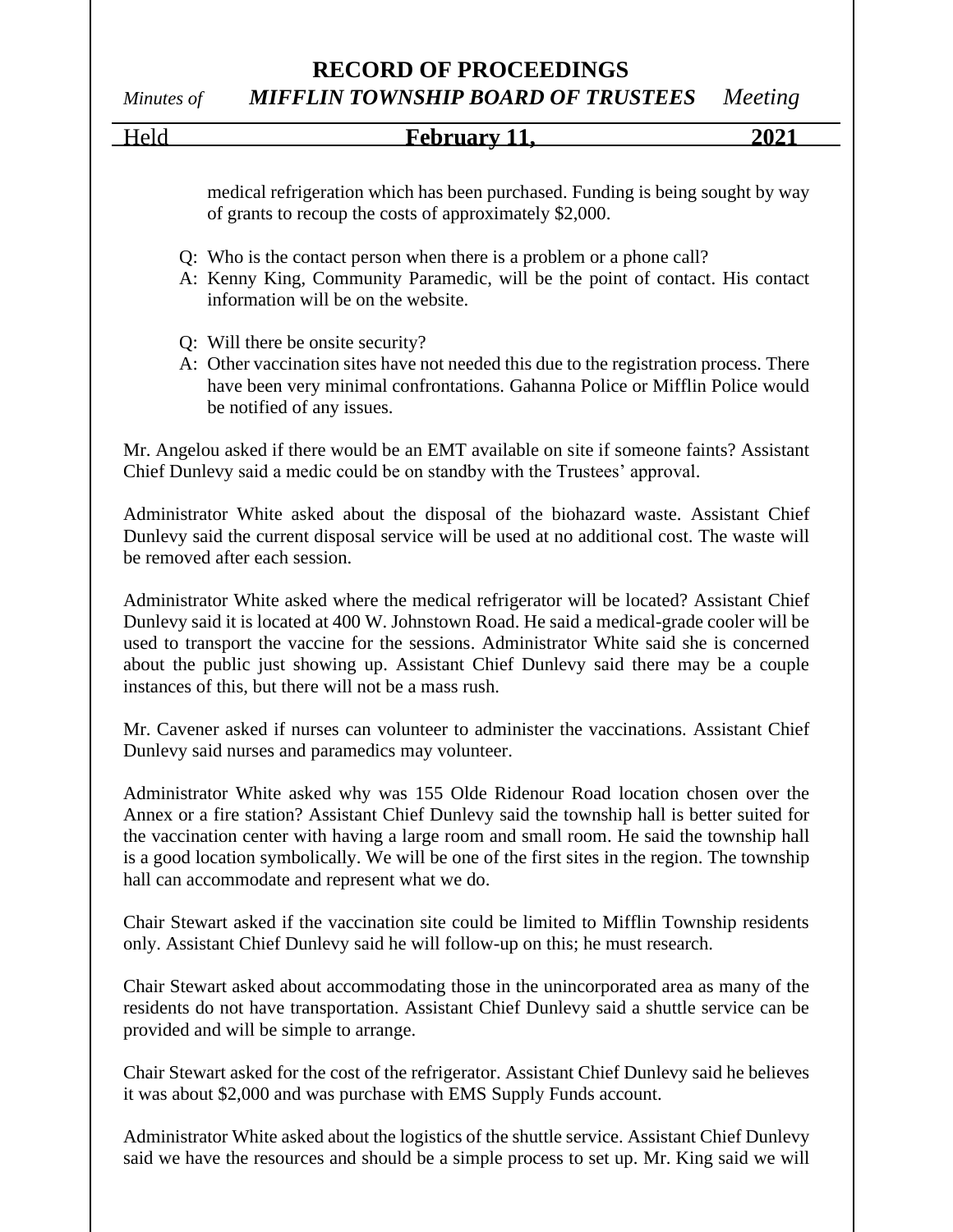medical refrigeration which has been purchased. Funding is being sought by way of grants to recoup the costs of approximately $2,000.

Q: Who is the contact person when there is a problem or a phone call?
A: Kenny King, Community Paramedic, will be the point of contact. His contact information will be on the website.

Q: Will there be onsite security?
A: Other vaccination sites have not needed this due to the registration process. There have been very minimal confrontations. Gahanna Police or Mifflin Police would be notified of any issues.

Mr. Angelou asked if there would be an EMT available on site if someone faints? Assistant Chief Dunlevy said a medic could be on standby with the Trustees' approval.

Administrator White asked about the disposal of the biohazard waste. Assistant Chief Dunlevy said the current disposal service will be used at no additional cost. The waste will be removed after each session.

Administrator White asked where the medical refrigerator will be located? Assistant Chief Dunlevy said it is located at 400 W. Johnstown Road. He said a medical-grade cooler will be used to transport the vaccine for the sessions. Administrator White said she is concerned about the public just showing up. Assistant Chief Dunlevy said there may be a couple instances of this, but there will not be a mass rush.

Mr. Cavener asked if nurses can volunteer to administer the vaccinations. Assistant Chief Dunlevy said nurses and paramedics may volunteer.

Administrator White asked why was 155 Olde Ridenour Road location chosen over the Annex or a fire station? Assistant Chief Dunlevy said the township hall is better suited for the vaccination center with having a large room and small room. He said the township hall is a good location symbolically. We will be one of the first sites in the region. The township hall can accommodate and represent what we do.

Chair Stewart asked if the vaccination site could be limited to Mifflin Township residents only. Assistant Chief Dunlevy said he will follow-up on this; he must research.

Chair Stewart asked about accommodating those in the unincorporated area as many of the residents do not have transportation. Assistant Chief Dunlevy said a shuttle service can be provided and will be simple to arrange.

Chair Stewart asked for the cost of the refrigerator. Assistant Chief Dunlevy said he believes it was about $2,000 and was purchase with EMS Supply Funds account.

Administrator White asked about the logistics of the shuttle service. Assistant Chief Dunlevy said we have the resources and should be a simple process to set up. Mr. King said we will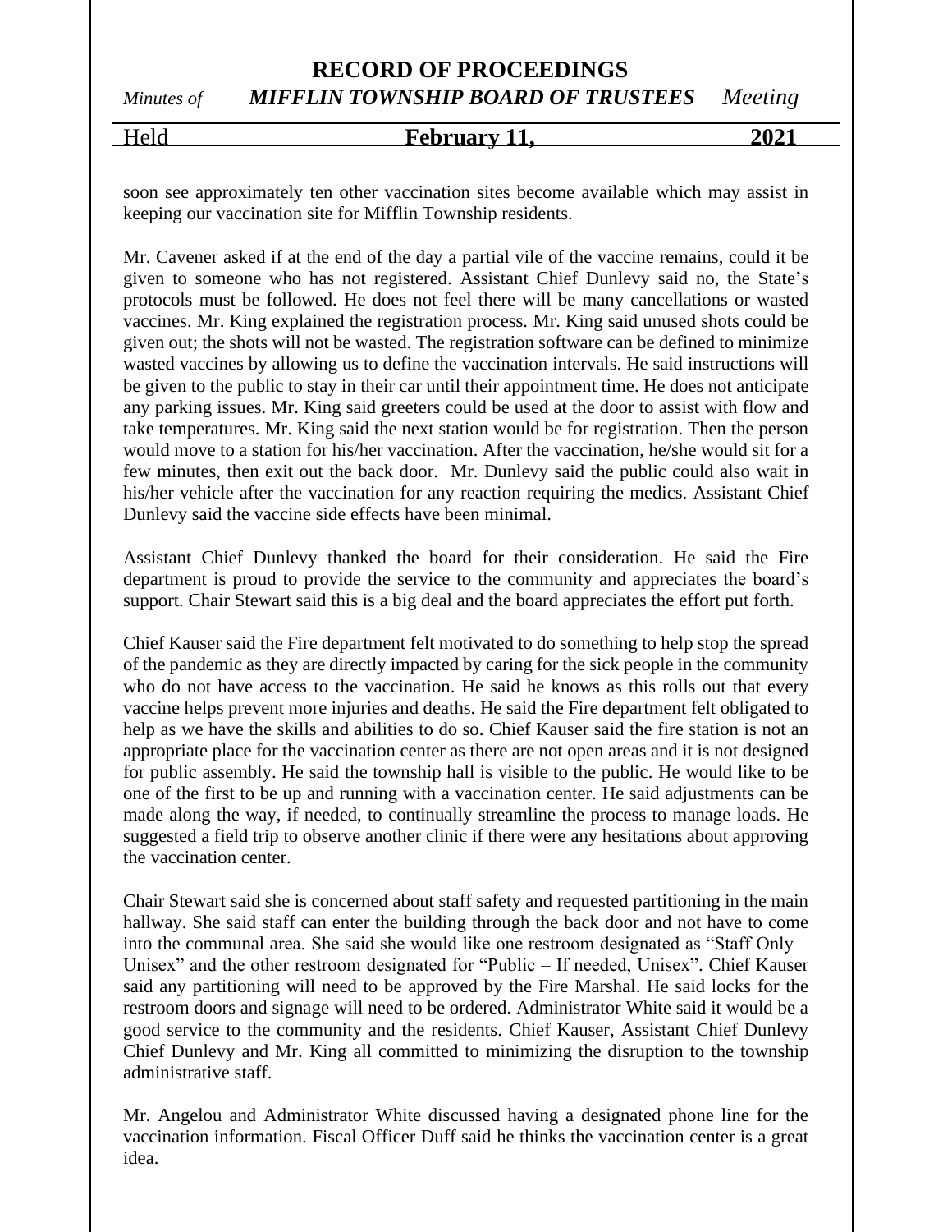soon see approximately ten other vaccination sites become available which may assist in keeping our vaccination site for Mifflin Township residents.

Mr. Cavener asked if at the end of the day a partial vile of the vaccine remains, could it be given to someone who has not registered. Assistant Chief Dunlevy said no, the State's protocols must be followed. He does not feel there will be many cancellations or wasted vaccines. Mr. King explained the registration process. Mr. King said unused shots could be given out; the shots will not be wasted. The registration software can be defined to minimize wasted vaccines by allowing us to define the vaccination intervals. He said instructions will be given to the public to stay in their car until their appointment time. He does not anticipate any parking issues. Mr. King said greeters could be used at the door to assist with flow and take temperatures. Mr. King said the next station would be for registration. Then the person would move to a station for his/her vaccination. After the vaccination, he/she would sit for a few minutes, then exit out the back door. Mr. Dunlevy said the public could also wait in his/her vehicle after the vaccination for any reaction requiring the medics. Assistant Chief Dunlevy said the vaccine side effects have been minimal.

Assistant Chief Dunlevy thanked the board for their consideration. He said the Fire department is proud to provide the service to the community and appreciates the board's support. Chair Stewart said this is a big deal and the board appreciates the effort put forth.

Chief Kauser said the Fire department felt motivated to do something to help stop the spread of the pandemic as they are directly impacted by caring for the sick people in the community who do not have access to the vaccination. He said he knows as this rolls out that every vaccine helps prevent more injuries and deaths. He said the Fire department felt obligated to help as we have the skills and abilities to do so. Chief Kauser said the fire station is not an appropriate place for the vaccination center as there are not open areas and it is not designed for public assembly. He said the township hall is visible to the public. He would like to be one of the first to be up and running with a vaccination center. He said adjustments can be made along the way, if needed, to continually streamline the process to manage loads. He suggested a field trip to observe another clinic if there were any hesitations about approving the vaccination center.

Chair Stewart said she is concerned about staff safety and requested partitioning in the main hallway. She said staff can enter the building through the back door and not have to come into the communal area. She said she would like one restroom designated as "Staff Only – Unisex" and the other restroom designated for "Public – If needed, Unisex". Chief Kauser said any partitioning will need to be approved by the Fire Marshal. He said locks for the restroom doors and signage will need to be ordered. Administrator White said it would be a good service to the community and the residents. Chief Kauser, Assistant Chief Dunlevy Chief Dunlevy and Mr. King all committed to minimizing the disruption to the township administrative staff.

Mr. Angelou and Administrator White discussed having a designated phone line for the vaccination information. Fiscal Officer Duff said he thinks the vaccination center is a great idea.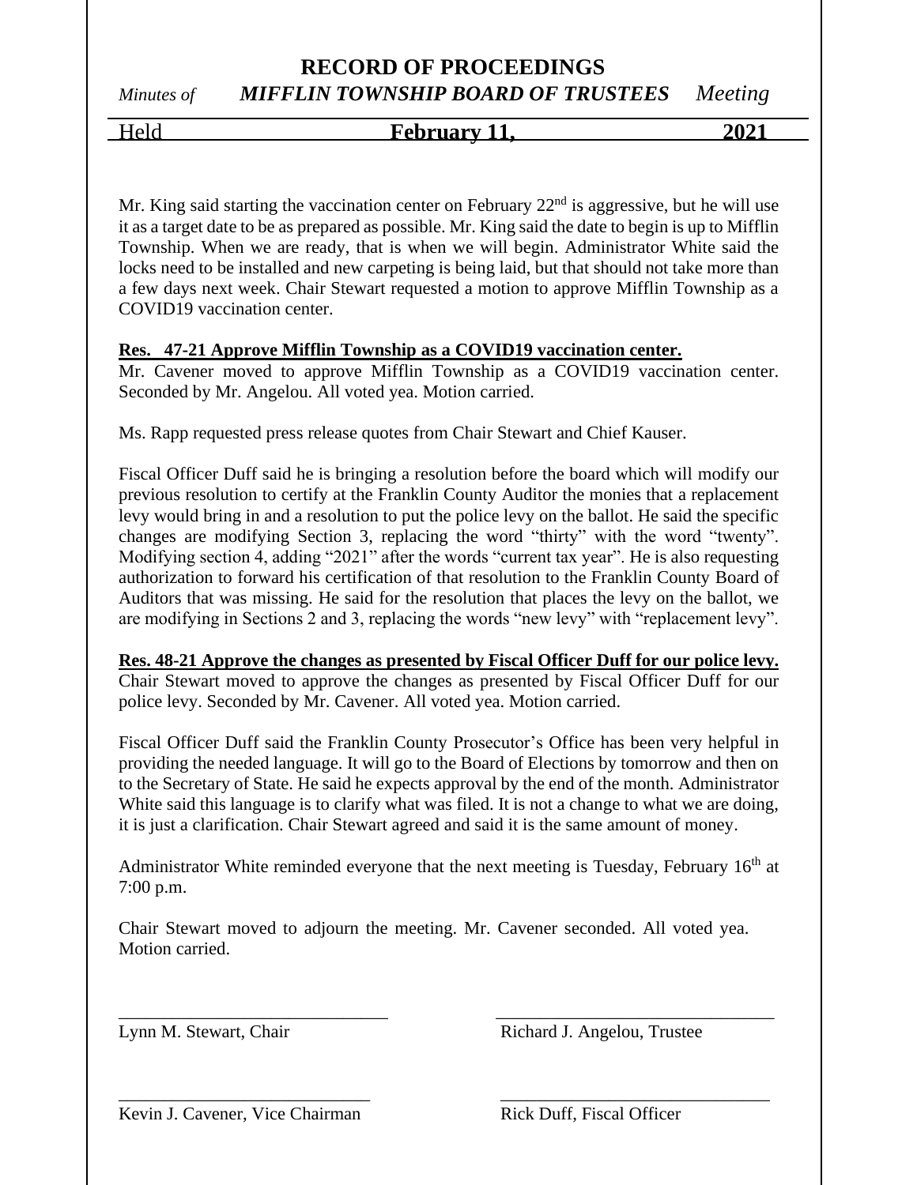Mr. King said starting the vaccination center on February 22nd is aggressive, but he will use it as a target date to be as prepared as possible. Mr. King said the date to begin is up to Mifflin Township. When we are ready, that is when we will begin. Administrator White said the locks need to be installed and new carpeting is being laid, but that should not take more than a few days next week. Chair Stewart requested a motion to approve Mifflin Township as a COVID19 vaccination center.

**Res. 47-21 Approve Mifflin Township as a COVID19 vaccination center.**
Mr. Cavener moved to approve Mifflin Township as a COVID19 vaccination center. Seconded by Mr. Angelou. All voted yea. Motion carried.

Ms. Rapp requested press release quotes from Chair Stewart and Chief Kauser.

Fiscal Officer Duff said he is bringing a resolution before the board which will modify our previous resolution to certify at the Franklin County Auditor the monies that a replacement levy would bring in and a resolution to put the police levy on the ballot. He said the specific changes are modifying Section 3, replacing the word "thirty" with the word "twenty". Modifying section 4, adding "2021" after the words "current tax year". He is also requesting authorization to forward his certification of that resolution to the Franklin County Board of Auditors that was missing. He said for the resolution that places the levy on the ballot, we are modifying in Sections 2 and 3, replacing the words "new levy" with "replacement levy".

**Res. 48-21 Approve the changes as presented by Fiscal Officer Duff for our police levy.**
Chair Stewart moved to approve the changes as presented by Fiscal Officer Duff for our police levy. Seconded by Mr. Cavener. All voted yea. Motion carried.

Fiscal Officer Duff said the Franklin County Prosecutor's Office has been very helpful in providing the needed language. It will go to the Board of Elections by tomorrow and then on to the Secretary of State. He said he expects approval by the end of the month. Administrator White said this language is to clarify what was filed. It is not a change to what we are doing, it is just a clarification. Chair Stewart agreed and said it is the same amount of money.

Administrator White reminded everyone that the next meeting is Tuesday, February 16th at 7:00 p.m.

Chair Stewart moved to adjourn the meeting. Mr. Cavener seconded. All voted yea. Motion carried.

\_\_\_\_\_\_\_\_\_\_\_\_\_\_\_\_\_\_\_\_\_\_\_\_\_\_\_\_\_\_
Lynn M. Stewart, Chair

\_\_\_\_\_\_\_\_\_\_\_\_\_\_\_\_\_\_\_\_\_\_\_\_\_\_\_\_\_\_
Richard J. Angelou, Trustee

\_\_\_\_\_\_\_\_\_\_\_\_\_\_\_\_\_\_\_\_\_\_\_\_\_\_\_\_\_\_
Kevin J. Cavener, Vice Chairman

\_\_\_\_\_\_\_\_\_\_\_\_\_\_\_\_\_\_\_\_\_\_\_\_\_\_\_\_\_\_
Rick Duff, Fiscal Officer